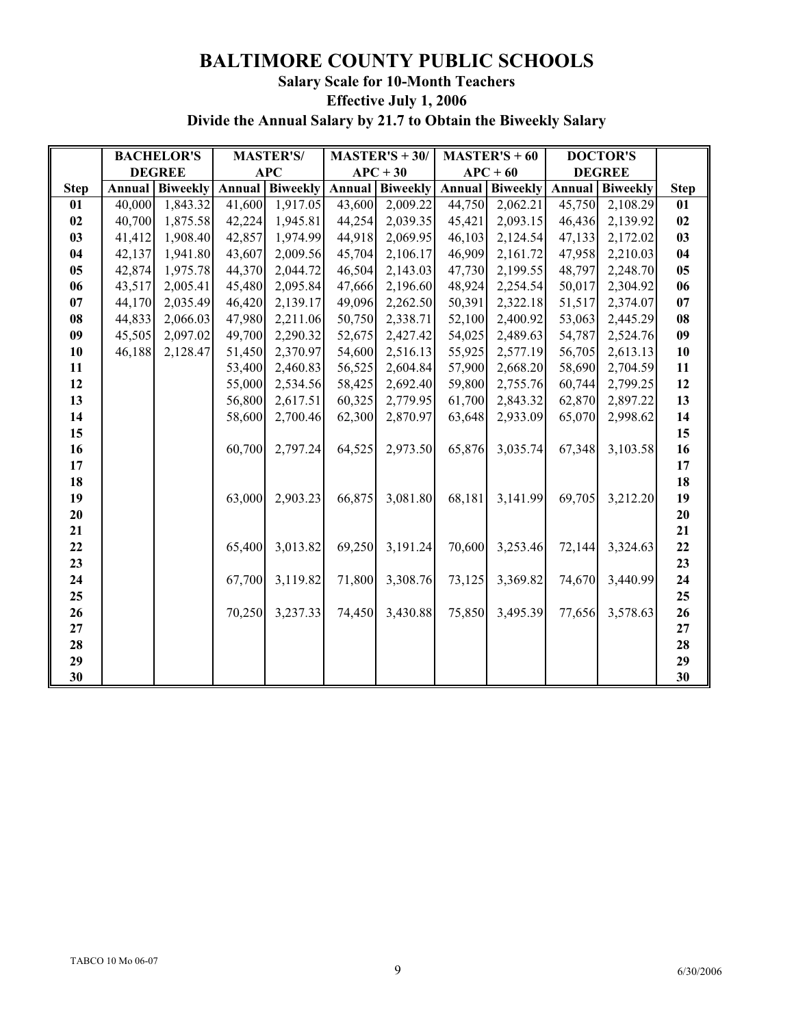# BALTIMORE COUNTY PUBLIC SCHOOLS

### Salary Scale for 10-Month Teachers

### Effective July 1, 2006

### Divide the Annual Salary by 21.7 to Obtain the Biweekly Salary

| | BACHELOR'S DEGREE | | MASTER'S/ APC | | MASTER'S + 30/ APC + 30 | | MASTER'S + 60 APC + 60 | | DOCTOR'S DEGREE | | |
|---|---|---|---|---|---|---|---|---|---|---|---|
| **Step** | **Annual** | **Biweekly** | **Annual** | **Biweekly** | **Annual** | **Biweekly** | **Annual** | **Biweekly** | **Annual** | **Biweekly** | **Step** |
| **01** | 40,000 | 1,843.32 | 41,600 | 1,917.05 | 43,600 | 2,009.22 | 44,750 | 2,062.21 | 45,750 | 2,108.29 | **01** |
| **02** | 40,700 | 1,875.58 | 42,224 | 1,945.81 | 44,254 | 2,039.35 | 45,421 | 2,093.15 | 46,436 | 2,139.92 | **02** |
| **03** | 41,412 | 1,908.40 | 42,857 | 1,974.99 | 44,918 | 2,069.95 | 46,103 | 2,124.54 | 47,133 | 2,172.02 | **03** |
| **04** | 42,137 | 1,941.80 | 43,607 | 2,009.56 | 45,704 | 2,106.17 | 46,909 | 2,161.72 | 47,958 | 2,210.03 | **04** |
| **05** | 42,874 | 1,975.78 | 44,370 | 2,044.72 | 46,504 | 2,143.03 | 47,730 | 2,199.55 | 48,797 | 2,248.70 | **05** |
| **06** | 43,517 | 2,005.41 | 45,480 | 2,095.84 | 47,666 | 2,196.60 | 48,924 | 2,254.54 | 50,017 | 2,304.92 | **06** |
| **07** | 44,170 | 2,035.49 | 46,420 | 2,139.17 | 49,096 | 2,262.50 | 50,391 | 2,322.18 | 51,517 | 2,374.07 | **07** |
| **08** | 44,833 | 2,066.03 | 47,980 | 2,211.06 | 50,750 | 2,338.71 | 52,100 | 2,400.92 | 53,063 | 2,445.29 | **08** |
| **09** | 45,505 | 2,097.02 | 49,700 | 2,290.32 | 52,675 | 2,427.42 | 54,025 | 2,489.63 | 54,787 | 2,524.76 | **09** |
| **10** | 46,188 | 2,128.47 | 51,450 | 2,370.97 | 54,600 | 2,516.13 | 55,925 | 2,577.19 | 56,705 | 2,613.13 | **10** |
| **11** | | | 53,400 | 2,460.83 | 56,525 | 2,604.84 | 57,900 | 2,668.20 | 58,690 | 2,704.59 | **11** |
| **12** | | | 55,000 | 2,534.56 | 58,425 | 2,692.40 | 59,800 | 2,755.76 | 60,744 | 2,799.25 | **12** |
| **13** | | | 56,800 | 2,617.51 | 60,325 | 2,779.95 | 61,700 | 2,843.32 | 62,870 | 2,897.22 | **13** |
| **14** | | | 58,600 | 2,700.46 | 62,300 | 2,870.97 | 63,648 | 2,933.09 | 65,070 | 2,998.62 | **14** |
| **15** | | | | | | | | | | | **15** |
| **16** | | | 60,700 | 2,797.24 | 64,525 | 2,973.50 | 65,876 | 3,035.74 | 67,348 | 3,103.58 | **16** |
| **17** | | | | | | | | | | | **17** |
| **18** | | | | | | | | | | | **18** |
| **19** | | | 63,000 | 2,903.23 | 66,875 | 3,081.80 | 68,181 | 3,141.99 | 69,705 | 3,212.20 | **19** |
| **20** | | | | | | | | | | | **20** |
| **21** | | | | | | | | | | | **21** |
| **22** | | | 65,400 | 3,013.82 | 69,250 | 3,191.24 | 70,600 | 3,253.46 | 72,144 | 3,324.63 | **22** |
| **23** | | | | | | | | | | | **23** |
| **24** | | | 67,700 | 3,119.82 | 71,800 | 3,308.76 | 73,125 | 3,369.82 | 74,670 | 3,440.99 | **24** |
| **25** | | | | | | | | | | | **25** |
| **26** | | | 70,250 | 3,237.33 | 74,450 | 3,430.88 | 75,850 | 3,495.39 | 77,656 | 3,578.63 | **26** |
| **27** | | | | | | | | | | | **27** |
| **28** | | | | | | | | | | | **28** |
| **29** | | | | | | | | | | | **29** |
| **30** | | | | | | | | | | | **30** |

TABCO 10 Mo 06-07

6/30/2006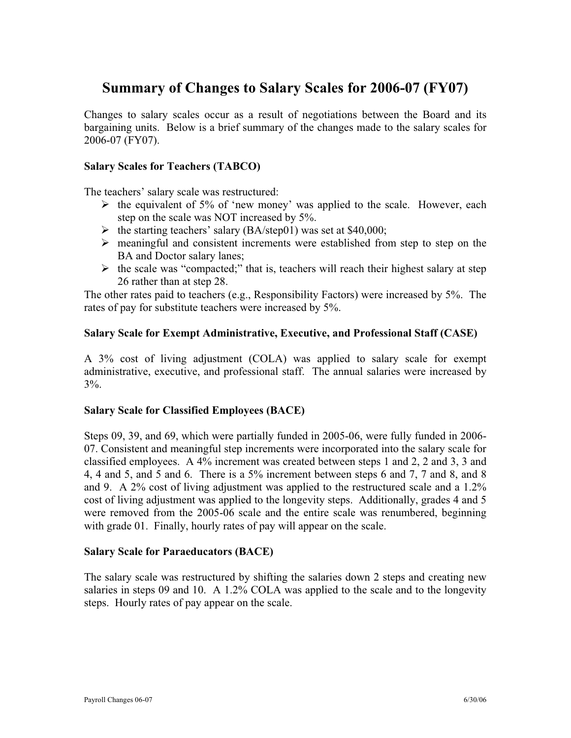# Summary of Changes to Salary Scales for 2006-07 (FY07)

Changes to salary scales occur as a result of negotiations between the Board and its bargaining units. Below is a brief summary of the changes made to the salary scales for 2006-07 (FY07).

### Salary Scales for Teachers (TABCO)

The teachers' salary scale was restructured:

- the equivalent of 5% of 'new money' was applied to the scale. However, each step on the scale was NOT increased by 5%.
- the starting teachers' salary (BA/step01) was set at $40,000;
- meaningful and consistent increments were established from step to step on the BA and Doctor salary lanes;
- the scale was "compacted;" that is, teachers will reach their highest salary at step 26 rather than at step 28.

The other rates paid to teachers (e.g., Responsibility Factors) were increased by 5%. The rates of pay for substitute teachers were increased by 5%.

### Salary Scale for Exempt Administrative, Executive, and Professional Staff (CASE)

A 3% cost of living adjustment (COLA) was applied to salary scale for exempt administrative, executive, and professional staff. The annual salaries were increased by 3%.

### Salary Scale for Classified Employees (BACE)

Steps 09, 39, and 69, which were partially funded in 2005-06, were fully funded in 2006-07. Consistent and meaningful step increments were incorporated into the salary scale for classified employees. A 4% increment was created between steps 1 and 2, 2 and 3, 3 and 4, 4 and 5, and 5 and 6. There is a 5% increment between steps 6 and 7, 7 and 8, and 8 and 9. A 2% cost of living adjustment was applied to the restructured scale and a 1.2% cost of living adjustment was applied to the longevity steps. Additionally, grades 4 and 5 were removed from the 2005-06 scale and the entire scale was renumbered, beginning with grade 01. Finally, hourly rates of pay will appear on the scale.

### Salary Scale for Paraeducators (BACE)

The salary scale was restructured by shifting the salaries down 2 steps and creating new salaries in steps 09 and 10. A 1.2% COLA was applied to the scale and to the longevity steps. Hourly rates of pay appear on the scale.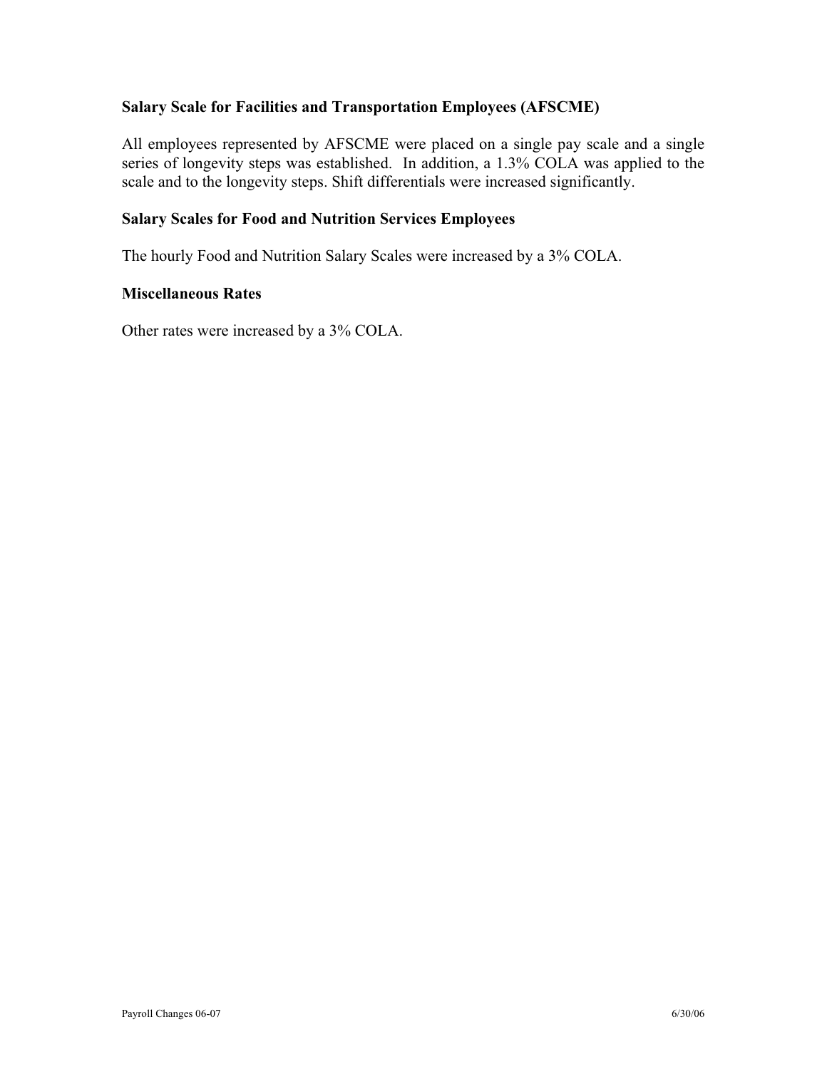### Salary Scale for Facilities and Transportation Employees (AFSCME)

All employees represented by AFSCME were placed on a single pay scale and a single series of longevity steps was established. In addition, a 1.3% COLA was applied to the scale and to the longevity steps. Shift differentials were increased significantly.

### Salary Scales for Food and Nutrition Services Employees

The hourly Food and Nutrition Salary Scales were increased by a 3% COLA.

### Miscellaneous Rates

Other rates were increased by a 3% COLA.